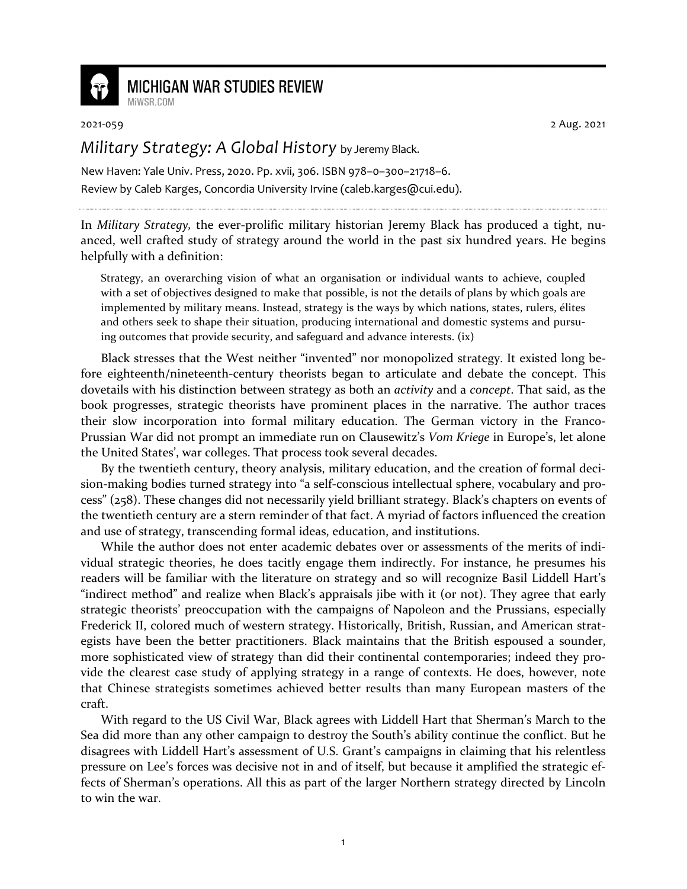# MICHIGAN WAR STUDIES REVIEW

MiWSR.COM

2021-059 2 Aug. 2021

## *Military Strategy: A Global History* by Jeremy Black.

New Haven: Yale Univ. Press, 2020. Pp. xvii, 306. ISBN 978–0–300–21718–6.

Review by Caleb Karges, Concordia University Irvine (caleb.karges@cui.edu).

---

In *Military Strategy,* the ever-prolific military historian Jeremy Black has produced a tight, nuanced, well crafted study of strategy around the world in the past six hundred years. He begins helpfully with a definition:

> Strategy, an overarching vision of what an organisation or individual wants to achieve, coupled with a set of objectives designed to make that possible, is not the details of plans by which goals are implemented by military means. Instead, strategy is the ways by which nations, states, rulers, élites and others seek to shape their situation, producing international and domestic systems and pursuing outcomes that provide security, and safeguard and advance interests. (ix)

Black stresses that the West neither "invented" nor monopolized strategy. It existed long before eighteenth/nineteenth-century theorists began to articulate and debate the concept. This dovetails with his distinction between strategy as both an *activity* and a *concept*. That said, as the book progresses, strategic theorists have prominent places in the narrative. The author traces their slow incorporation into formal military education. The German victory in the Franco-Prussian War did not prompt an immediate run on Clausewitz's *Vom Kriege* in Europe's, let alone the United States', war colleges. That process took several decades.

By the twentieth century, theory analysis, military education, and the creation of formal decision-making bodies turned strategy into "a self-conscious intellectual sphere, vocabulary and process" (258). These changes did not necessarily yield brilliant strategy. Black's chapters on events of the twentieth century are a stern reminder of that fact. A myriad of factors influenced the creation and use of strategy, transcending formal ideas, education, and institutions.

While the author does not enter academic debates over or assessments of the merits of individual strategic theories, he does tacitly engage them indirectly. For instance, he presumes his readers will be familiar with the literature on strategy and so will recognize Basil Liddell Hart's "indirect method" and realize when Black's appraisals jibe with it (or not). They agree that early strategic theorists' preoccupation with the campaigns of Napoleon and the Prussians, especially Frederick II, colored much of western strategy. Historically, British, Russian, and American strategists have been the better practitioners. Black maintains that the British espoused a sounder, more sophisticated view of strategy than did their continental contemporaries; indeed they provide the clearest case study of applying strategy in a range of contexts. He does, however, note that Chinese strategists sometimes achieved better results than many European masters of the craft.

With regard to the US Civil War, Black agrees with Liddell Hart that Sherman's March to the Sea did more than any other campaign to destroy the South's ability continue the conflict. But he disagrees with Liddell Hart's assessment of U.S. Grant's campaigns in claiming that his relentless pressure on Lee's forces was decisive not in and of itself, but because it amplified the strategic effects of Sherman's operations. All this as part of the larger Northern strategy directed by Lincoln to win the war.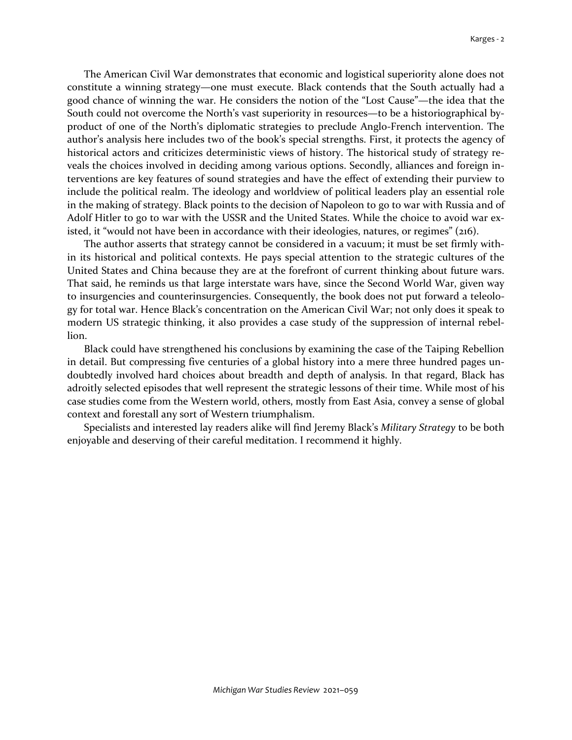The American Civil War demonstrates that economic and logistical superiority alone does not constitute a winning strategy—one must execute. Black contends that the South actually had a good chance of winning the war. He considers the notion of the "Lost Cause"—the idea that the South could not overcome the North's vast superiority in resources—to be a historiographical by-product of one of the North's diplomatic strategies to preclude Anglo-French intervention. The author's analysis here includes two of the book's special strengths. First, it protects the agency of historical actors and criticizes deterministic views of history. The historical study of strategy reveals the choices involved in deciding among various options. Secondly, alliances and foreign interventions are key features of sound strategies and have the effect of extending their purview to include the political realm. The ideology and worldview of political leaders play an essential role in the making of strategy. Black points to the decision of Napoleon to go to war with Russia and of Adolf Hitler to go to war with the USSR and the United States. While the choice to avoid war existed, it "would not have been in accordance with their ideologies, natures, or regimes" (216).

The author asserts that strategy cannot be considered in a vacuum; it must be set firmly within its historical and political contexts. He pays special attention to the strategic cultures of the United States and China because they are at the forefront of current thinking about future wars. That said, he reminds us that large interstate wars have, since the Second World War, given way to insurgencies and counterinsurgencies. Consequently, the book does not put forward a teleology for total war. Hence Black's concentration on the American Civil War; not only does it speak to modern US strategic thinking, it also provides a case study of the suppression of internal rebellion.

Black could have strengthened his conclusions by examining the case of the Taiping Rebellion in detail. But compressing five centuries of a global history into a mere three hundred pages undoubtedly involved hard choices about breadth and depth of analysis. In that regard, Black has adroitly selected episodes that well represent the strategic lessons of their time. While most of his case studies come from the Western world, others, mostly from East Asia, convey a sense of global context and forestall any sort of Western triumphalism.

Specialists and interested lay readers alike will find Jeremy Black's *Military Strategy* to be both enjoyable and deserving of their careful meditation. I recommend it highly.